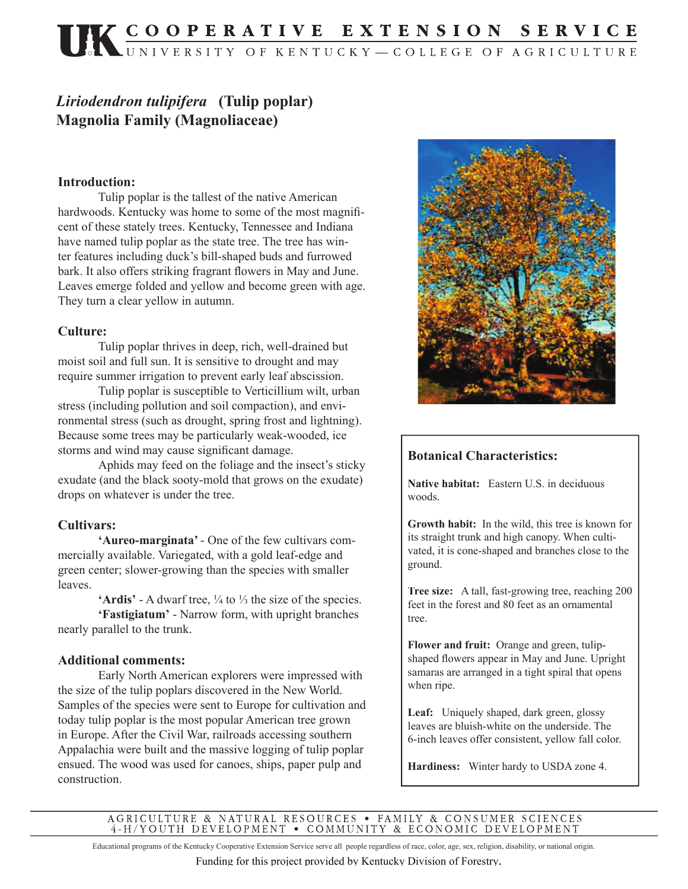# *Liriodendron tulipifera* (Tulip poplar)
## Magnolia Family (Magnoliaceae)

### Introduction:

Tulip poplar is the tallest of the native American hardwoods. Kentucky was home to some of the most magnificent of these stately trees. Kentucky, Tennessee and Indiana have named tulip poplar as the state tree. The tree has winter features including duck's bill-shaped buds and furrowed bark. It also offers striking fragrant flowers in May and June. Leaves emerge folded and yellow and become green with age. They turn a clear yellow in autumn.

### Culture:

Tulip poplar thrives in deep, rich, well-drained but moist soil and full sun. It is sensitive to drought and may require summer irrigation to prevent early leaf abscission.

Tulip poplar is susceptible to Verticillium wilt, urban stress (including pollution and soil compaction), and environmental stress (such as drought, spring frost and lightning). Because some trees may be particularly weak-wooded, ice storms and wind may cause significant damage.

Aphids may feed on the foliage and the insect's sticky exudate (and the black sooty-mold that grows on the exudate) drops on whatever is under the tree.

### Cultivars:

**'Aureo-marginata'** - One of the few cultivars commercially available. Variegated, with a gold leaf-edge and green center; slower-growing than the species with smaller leaves.

**'Ardis'** - A dwarf tree, ¼ to ⅓ the size of the species.

**'Fastigiatum'** - Narrow form, with upright branches nearly parallel to the trunk.

### Additional comments:

Early North American explorers were impressed with the size of the tulip poplars discovered in the New World. Samples of the species were sent to Europe for cultivation and today tulip poplar is the most popular American tree grown in Europe. After the Civil War, railroads accessing southern Appalachia were built and the massive logging of tulip poplar ensued. The wood was used for canoes, ships, paper pulp and construction.

### Botanical Characteristics:

**Native habitat:** Eastern U.S. in deciduous woods.

**Growth habit:** In the wild, this tree is known for its straight trunk and high canopy. When cultivated, it is cone-shaped and branches close to the ground.

**Tree size:** A tall, fast-growing tree, reaching 200 feet in the forest and 80 feet as an ornamental tree.

**Flower and fruit:** Orange and green, tulip-shaped flowers appear in May and June. Upright samaras are arranged in a tight spiral that opens when ripe.

**Leaf:** Uniquely shaped, dark green, glossy leaves are bluish-white on the underside. The 6-inch leaves offer consistent, yellow fall color.

**Hardiness:** Winter hardy to USDA zone 4.

Educational programs of the Kentucky Cooperative Extension Service serve all people regardless of race, color, age, sex, religion, disability, or national origin.

Funding for this project provided by Kentucky Division of Forestry.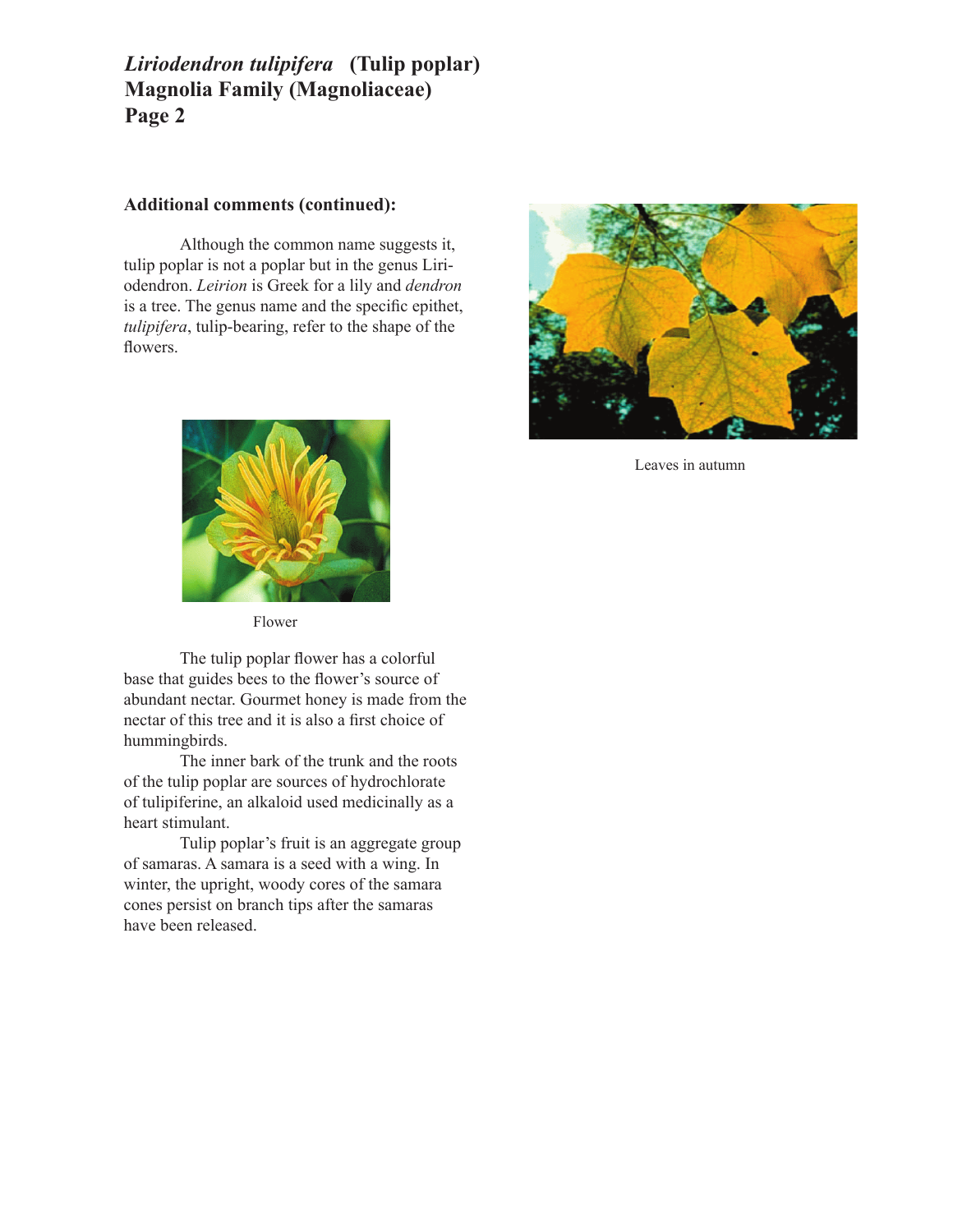# *Liriodendron tulipifera* (Tulip poplar)
## Magnolia Family (Magnoliaceae)
## Page 2

**Additional comments (continued):**

Although the common name suggests it, tulip poplar is not a poplar but in the genus Liriodendron. *Leirion* is Greek for a lily and *dendron* is a tree. The genus name and the specific epithet, *tulipifera*, tulip-bearing, refer to the shape of the flowers.

Flower

The tulip poplar flower has a colorful base that guides bees to the flower's source of abundant nectar. Gourmet honey is made from the nectar of this tree and it is also a first choice of hummingbirds.

The inner bark of the trunk and the roots of the tulip poplar are sources of hydrochlorate of tulipiferine, an alkaloid used medicinally as a heart stimulant.

Tulip poplar's fruit is an aggregate group of samaras. A samara is a seed with a wing. In winter, the upright, woody cores of the samara cones persist on branch tips after the samaras have been released.

Leaves in autumn